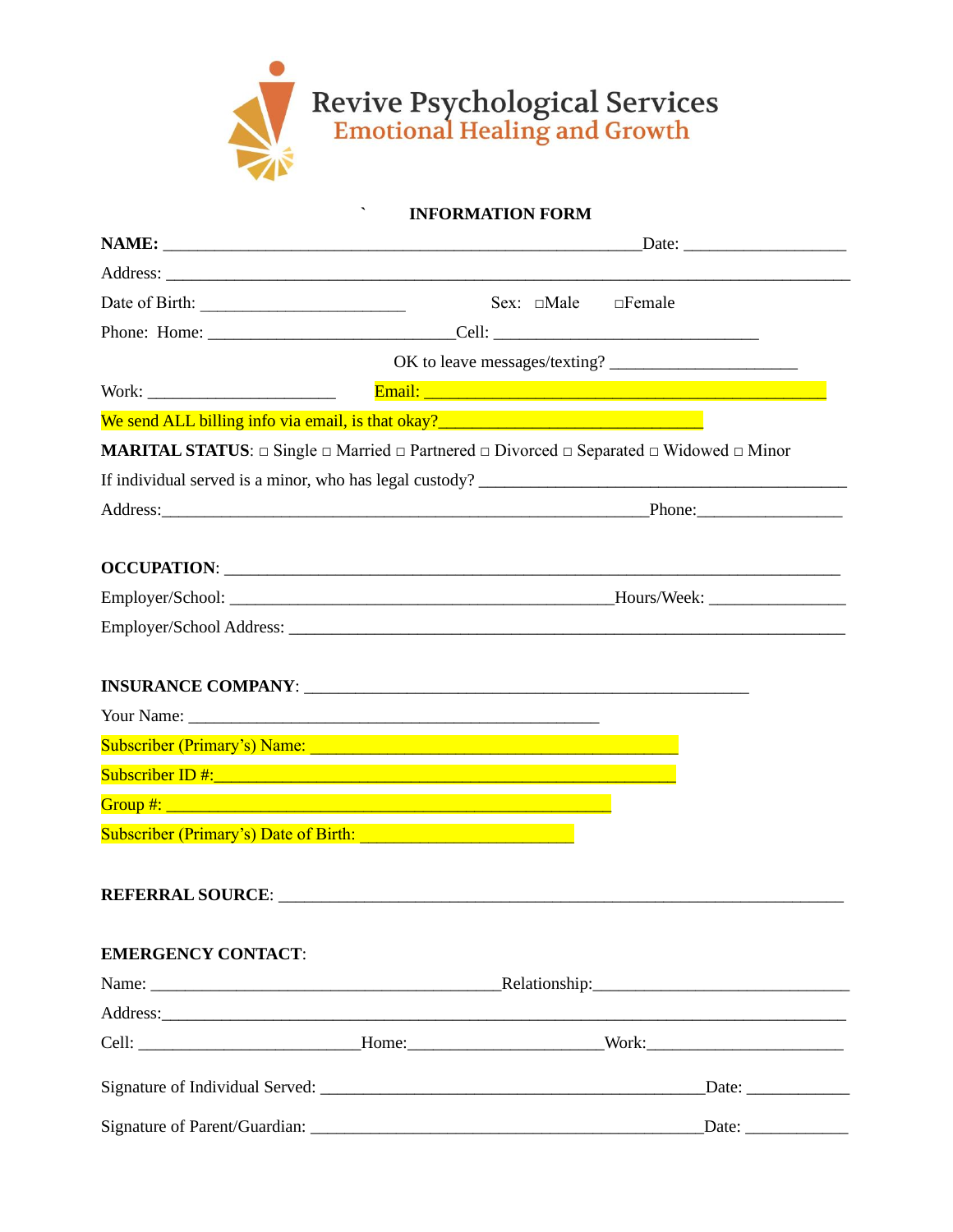# Revive Psychological Services
## Emotional Healing and Growth

`

**INFORMATION FORM**

**NAME:** ______________________________________________________Date: __________________

Address: ______________________________________________________________________________

Date of Birth: _______________________ Sex: □Male □Female

Phone: Home: ___________________________Cell: ______________________________

OK to leave messages/texting? _____________________

Work: _____________________ Email: ___________________________________________

We send ALL billing info via email, is that okay?____________________________

**MARITAL STATUS**: □ Single □ Married □ Partnered □ Divorced □ Separated □ Widowed □ Minor

If individual served is a minor, who has legal custody? ________________________________________

Address:_______________________________________________________Phone:________________

**OCCUPATION**: _____________________________________________________________________

Employer/School: ____________________________________________Hours/Week: _______________

Employer/School Address: ______________________________________________________________

**INSURANCE COMPANY**: __________________________________________________

Your Name: _______________________________________________

Subscriber (Primary's) Name: _________________________________________

Subscriber ID #:_____________________________________________________

Group #: ___________________________________________________

Subscriber (Primary's) Date of Birth: ________________________

**REFERRAL SOURCE**: ________________________________________________________________

**EMERGENCY CONTACT**:

Name: _______________________________________Relationship:_____________________________

Address:_______________________________________________________________________________

Cell: _________________________Home:______________________Work:______________________

Signature of Individual Served: ___________________________________________Date: ____________

Signature of Parent/Guardian: ____________________________________________Date: ____________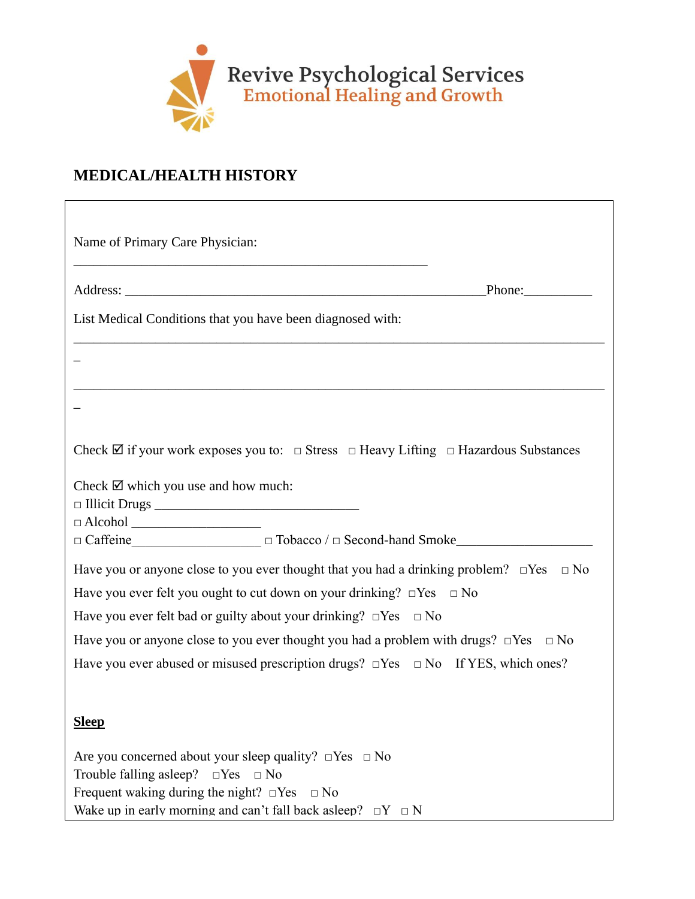Revive Psychological Services
Emotional Healing and Growth

## MEDICAL/HEALTH HISTORY

Name of Primary Care Physician:

______________________________________________________

Address: _______________________________________________________Phone:__________

List Medical Conditions that you have been diagnosed with:

_________________________________________________________________________________

_

_________________________________________________________________________________

_

Check ☑ if your work exposes you to: □ Stress □ Heavy Lifting □ Hazardous Substances

Check ☑ which you use and how much:
□ Illicit Drugs _______________________________
□ Alcohol ___________________
□ Caffeine___________________ □ Tobacco / □ Second-hand Smoke____________________

Have you or anyone close to you ever thought that you had a drinking problem? □Yes □ No

Have you ever felt you ought to cut down on your drinking? □Yes □ No

Have you ever felt bad or guilty about your drinking? □Yes □ No

Have you or anyone close to you ever thought you had a problem with drugs? □Yes □ No

Have you ever abused or misused prescription drugs? □Yes □ No If YES, which ones?

**Sleep**

Are you concerned about your sleep quality? □Yes □ No
Trouble falling asleep? □Yes □ No
Frequent waking during the night? □Yes □ No
Wake up in early morning and can't fall back asleep? □Y □ N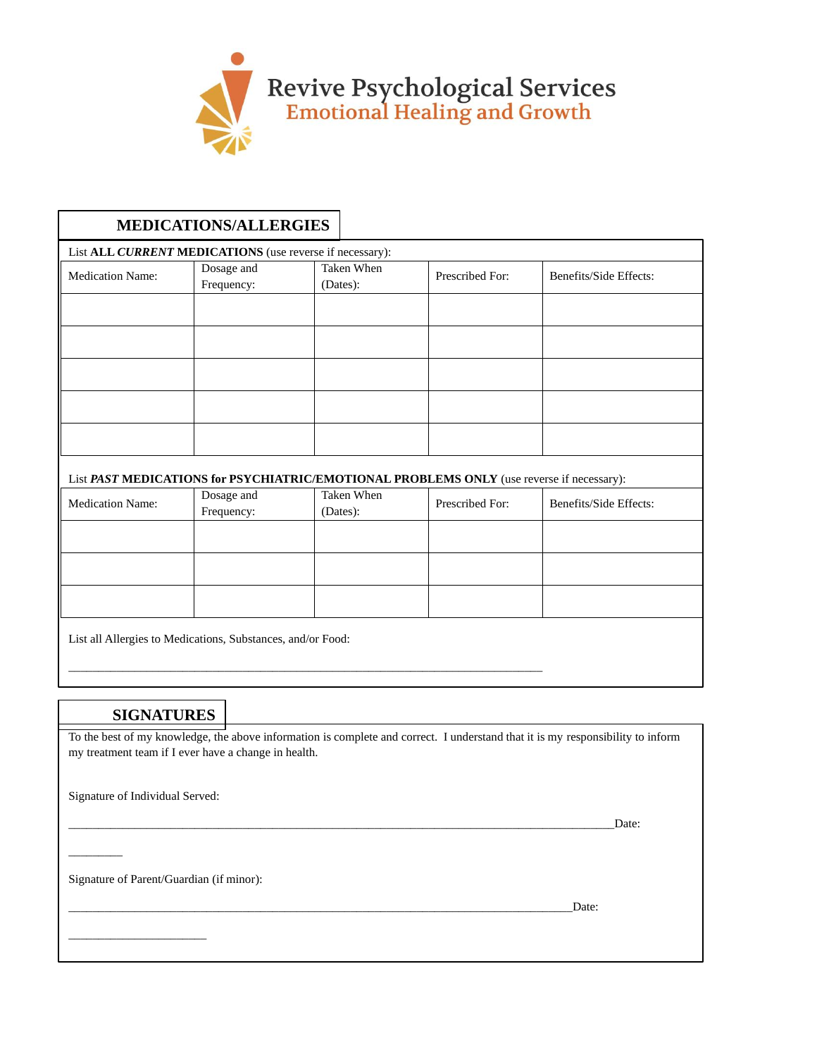Revive Psychological Services
Emotional Healing and Growth

## MEDICATIONS/ALLERGIES

List **ALL *CURRENT* MEDICATIONS** (use reverse if necessary):

| Medication Name: | Dosage and Frequency: | Taken When (Dates): | Prescribed For: | Benefits/Side Effects: |
|---|---|---|---|---|
| | | | | |
| | | | | |
| | | | | |
| | | | | |
| | | | | |

List ***PAST* MEDICATIONS for PSYCHIATRIC/EMOTIONAL PROBLEMS ONLY** (use reverse if necessary):

| Medication Name: | Dosage and Frequency: | Taken When (Dates): | Prescribed For: | Benefits/Side Effects: |
|---|---|---|---|---|
| | | | | |
| | | | | |
| | | | | |

List all Allergies to Medications, Substances, and/or Food:

___________________________________________________________________________

## SIGNATURES

To the best of my knowledge, the above information is complete and correct. I understand that it is my responsibility to inform my treatment team if I ever have a change in health.

Signature of Individual Served:

_______________________________________________________________________________________Date: _________

Signature of Parent/Guardian (if minor):

________________________________________________________________________________Date: ______________________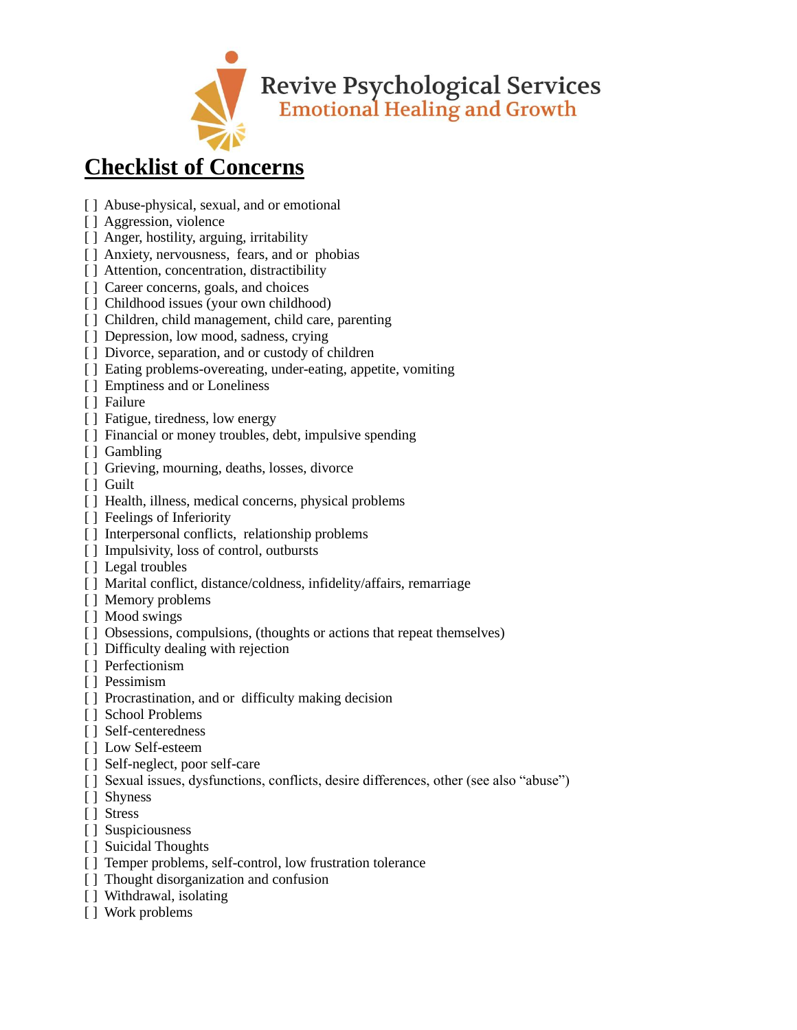Revive Psychological Services
Emotional Healing and Growth

# Checklist of Concerns

[ ] Abuse-physical, sexual, and or emotional
[ ] Aggression, violence
[ ] Anger, hostility, arguing, irritability
[ ] Anxiety, nervousness, fears, and or phobias
[ ] Attention, concentration, distractibility
[ ] Career concerns, goals, and choices
[ ] Childhood issues (your own childhood)
[ ] Children, child management, child care, parenting
[ ] Depression, low mood, sadness, crying
[ ] Divorce, separation, and or custody of children
[ ] Eating problems-overeating, under-eating, appetite, vomiting
[ ] Emptiness and or Loneliness
[ ] Failure
[ ] Fatigue, tiredness, low energy
[ ] Financial or money troubles, debt, impulsive spending
[ ] Gambling
[ ] Grieving, mourning, deaths, losses, divorce
[ ] Guilt
[ ] Health, illness, medical concerns, physical problems
[ ] Feelings of Inferiority
[ ] Interpersonal conflicts, relationship problems
[ ] Impulsivity, loss of control, outbursts
[ ] Legal troubles
[ ] Marital conflict, distance/coldness, infidelity/affairs, remarriage
[ ] Memory problems
[ ] Mood swings
[ ] Obsessions, compulsions, (thoughts or actions that repeat themselves)
[ ] Difficulty dealing with rejection
[ ] Perfectionism
[ ] Pessimism
[ ] Procrastination, and or difficulty making decision
[ ] School Problems
[ ] Self-centeredness
[ ] Low Self-esteem
[ ] Self-neglect, poor self-care
[ ] Sexual issues, dysfunctions, conflicts, desire differences, other (see also "abuse")
[ ] Shyness
[ ] Stress
[ ] Suspiciousness
[ ] Suicidal Thoughts
[ ] Temper problems, self-control, low frustration tolerance
[ ] Thought disorganization and confusion
[ ] Withdrawal, isolating
[ ] Work problems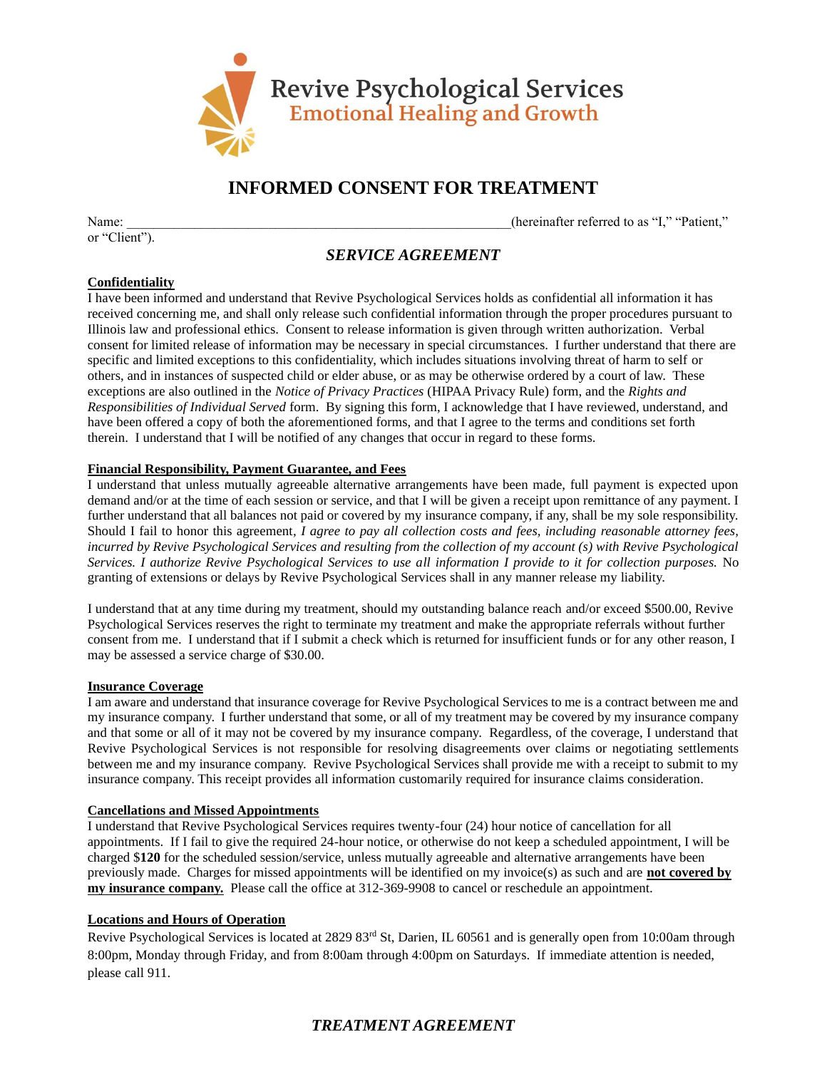Revive Psychological Services
Emotional Healing and Growth

# INFORMED CONSENT FOR TREATMENT

Name: ________________________________________________________(hereinafter referred to as "I," "Patient," or "Client").

## *SERVICE AGREEMENT*

**Confidentiality**
I have been informed and understand that Revive Psychological Services holds as confidential all information it has received concerning me, and shall only release such confidential information through the proper procedures pursuant to Illinois law and professional ethics. Consent to release information is given through written authorization. Verbal consent for limited release of information may be necessary in special circumstances. I further understand that there are specific and limited exceptions to this confidentiality, which includes situations involving threat of harm to self or others, and in instances of suspected child or elder abuse, or as may be otherwise ordered by a court of law. These exceptions are also outlined in the *Notice of Privacy Practices* (HIPAA Privacy Rule) form, and the *Rights and Responsibilities of Individual Served* form. By signing this form, I acknowledge that I have reviewed, understand, and have been offered a copy of both the aforementioned forms, and that I agree to the terms and conditions set forth therein. I understand that I will be notified of any changes that occur in regard to these forms.

**Financial Responsibility, Payment Guarantee, and Fees**
I understand that unless mutually agreeable alternative arrangements have been made, full payment is expected upon demand and/or at the time of each session or service, and that I will be given a receipt upon remittance of any payment. I further understand that all balances not paid or covered by my insurance company, if any, shall be my sole responsibility. Should I fail to honor this agreement, *I agree to pay all collection costs and fees, including reasonable attorney fees, incurred by Revive Psychological Services and resulting from the collection of my account (s) with Revive Psychological Services. I authorize Revive Psychological Services to use all information I provide to it for collection purposes.* No granting of extensions or delays by Revive Psychological Services shall in any manner release my liability.

I understand that at any time during my treatment, should my outstanding balance reach and/or exceed $500.00, Revive Psychological Services reserves the right to terminate my treatment and make the appropriate referrals without further consent from me. I understand that if I submit a check which is returned for insufficient funds or for any other reason, I may be assessed a service charge of $30.00.

**Insurance Coverage**
I am aware and understand that insurance coverage for Revive Psychological Services to me is a contract between me and my insurance company. I further understand that some, or all of my treatment may be covered by my insurance company and that some or all of it may not be covered by my insurance company. Regardless, of the coverage, I understand that Revive Psychological Services is not responsible for resolving disagreements over claims or negotiating settlements between me and my insurance company. Revive Psychological Services shall provide me with a receipt to submit to my insurance company. This receipt provides all information customarily required for insurance claims consideration.

**Cancellations and Missed Appointments**
I understand that Revive Psychological Services requires twenty-four (24) hour notice of cancellation for all appointments. If I fail to give the required 24-hour notice, or otherwise do not keep a scheduled appointment, I will be charged $**120** for the scheduled session/service, unless mutually agreeable and alternative arrangements have been previously made. Charges for missed appointments will be identified on my invoice(s) as such and are **not covered by my insurance company.** Please call the office at 312-369-9908 to cancel or reschedule an appointment.

**Locations and Hours of Operation**
Revive Psychological Services is located at 2829 83rd St, Darien, IL 60561 and is generally open from 10:00am through 8:00pm, Monday through Friday, and from 8:00am through 4:00pm on Saturdays. If immediate attention is needed, please call 911.

## *TREATMENT AGREEMENT*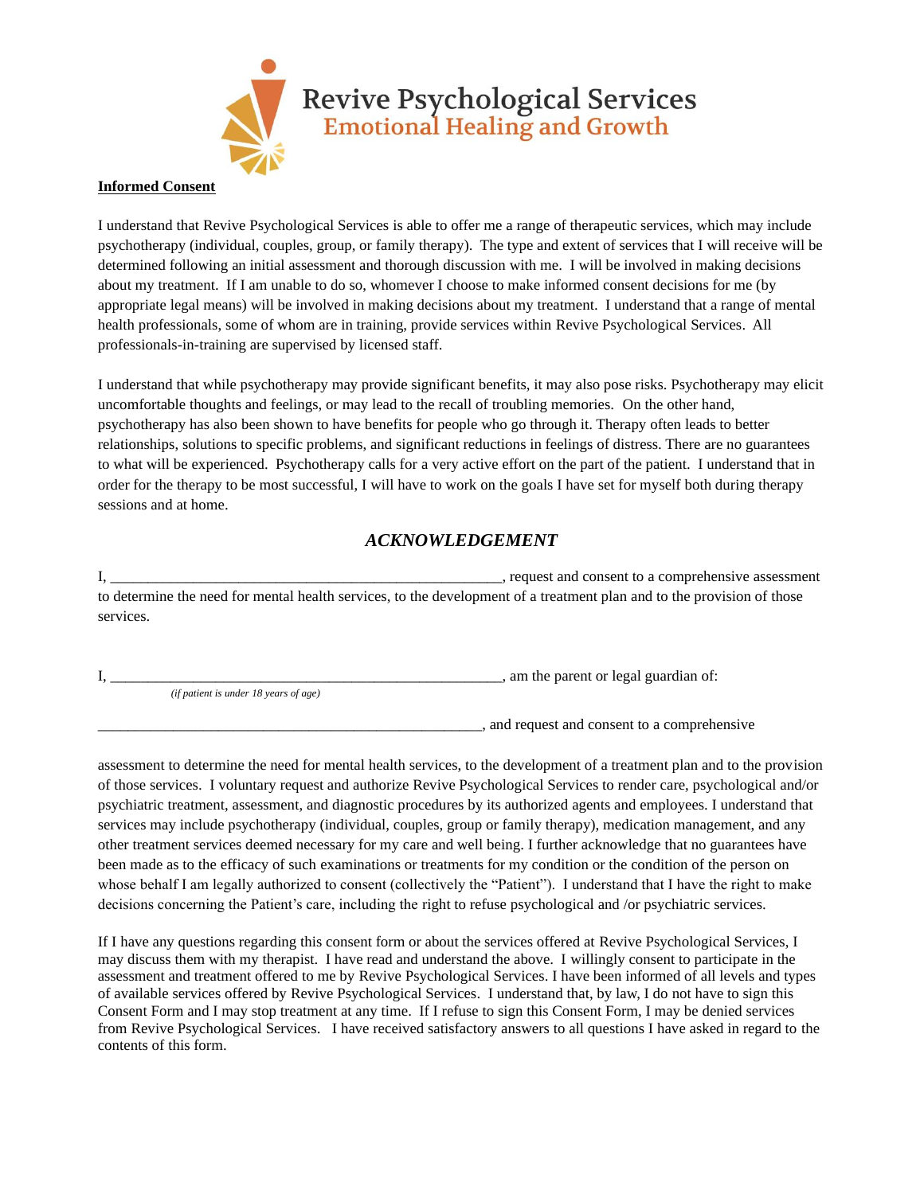Revive Psychological Services
Emotional Healing and Growth

**Informed Consent**

I understand that Revive Psychological Services is able to offer me a range of therapeutic services, which may include psychotherapy (individual, couples, group, or family therapy). The type and extent of services that I will receive will be determined following an initial assessment and thorough discussion with me. I will be involved in making decisions about my treatment. If I am unable to do so, whomever I choose to make informed consent decisions for me (by appropriate legal means) will be involved in making decisions about my treatment. I understand that a range of mental health professionals, some of whom are in training, provide services within Revive Psychological Services. All professionals-in-training are supervised by licensed staff.

I understand that while psychotherapy may provide significant benefits, it may also pose risks. Psychotherapy may elicit uncomfortable thoughts and feelings, or may lead to the recall of troubling memories. On the other hand, psychotherapy has also been shown to have benefits for people who go through it. Therapy often leads to better relationships, solutions to specific problems, and significant reductions in feelings of distress. There are no guarantees to what will be experienced. Psychotherapy calls for a very active effort on the part of the patient. I understand that in order for the therapy to be most successful, I will have to work on the goals I have set for myself both during therapy sessions and at home.

## *ACKNOWLEDGEMENT*

I, ____________________________________________________, request and consent to a comprehensive assessment to determine the need for mental health services, to the development of a treatment plan and to the provision of those services.

I, ____________________________________________________, am the parent or legal guardian of:
*(if patient is under 18 years of age)*

____________________________________________________, and request and consent to a comprehensive assessment to determine the need for mental health services, to the development of a treatment plan and to the provision of those services. I voluntary request and authorize Revive Psychological Services to render care, psychological and/or psychiatric treatment, assessment, and diagnostic procedures by its authorized agents and employees. I understand that services may include psychotherapy (individual, couples, group or family therapy), medication management, and any other treatment services deemed necessary for my care and well being. I further acknowledge that no guarantees have been made as to the efficacy of such examinations or treatments for my condition or the condition of the person on whose behalf I am legally authorized to consent (collectively the "Patient"). I understand that I have the right to make decisions concerning the Patient's care, including the right to refuse psychological and /or psychiatric services.

If I have any questions regarding this consent form or about the services offered at Revive Psychological Services, I may discuss them with my therapist. I have read and understand the above. I willingly consent to participate in the assessment and treatment offered to me by Revive Psychological Services. I have been informed of all levels and types of available services offered by Revive Psychological Services. I understand that, by law, I do not have to sign this Consent Form and I may stop treatment at any time. If I refuse to sign this Consent Form, I may be denied services from Revive Psychological Services. I have received satisfactory answers to all questions I have asked in regard to the contents of this form.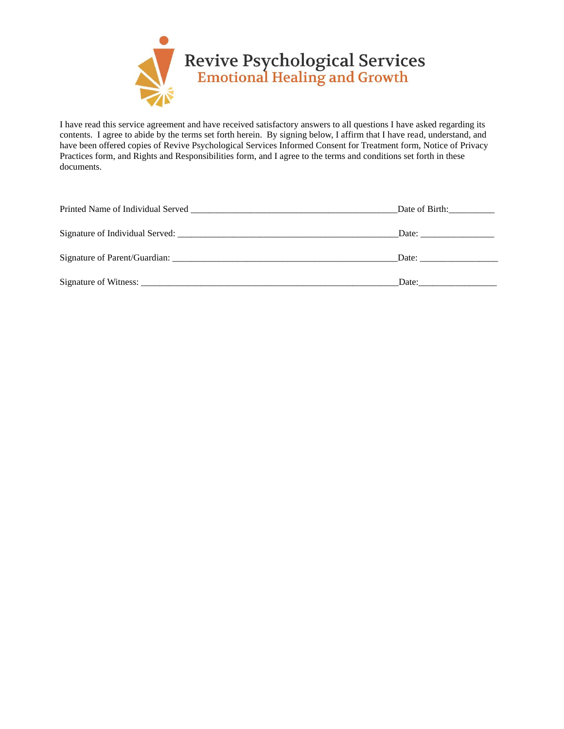Revive Psychological Services
Emotional Healing and Growth

I have read this service agreement and have received satisfactory answers to all questions I have asked regarding its contents. I agree to abide by the terms set forth herein. By signing below, I affirm that I have read, understand, and have been offered copies of Revive Psychological Services Informed Consent for Treatment form, Notice of Privacy Practices form, and Rights and Responsibilities form, and I agree to the terms and conditions set forth in these documents.

Printed Name of Individual Served _____________________________________________Date of Birth:__________

Signature of Individual Served: _________________________________________________Date: ________________

Signature of Parent/Guardian: __________________________________________________Date: _________________

Signature of Witness: ________________________________________________________Date:_________________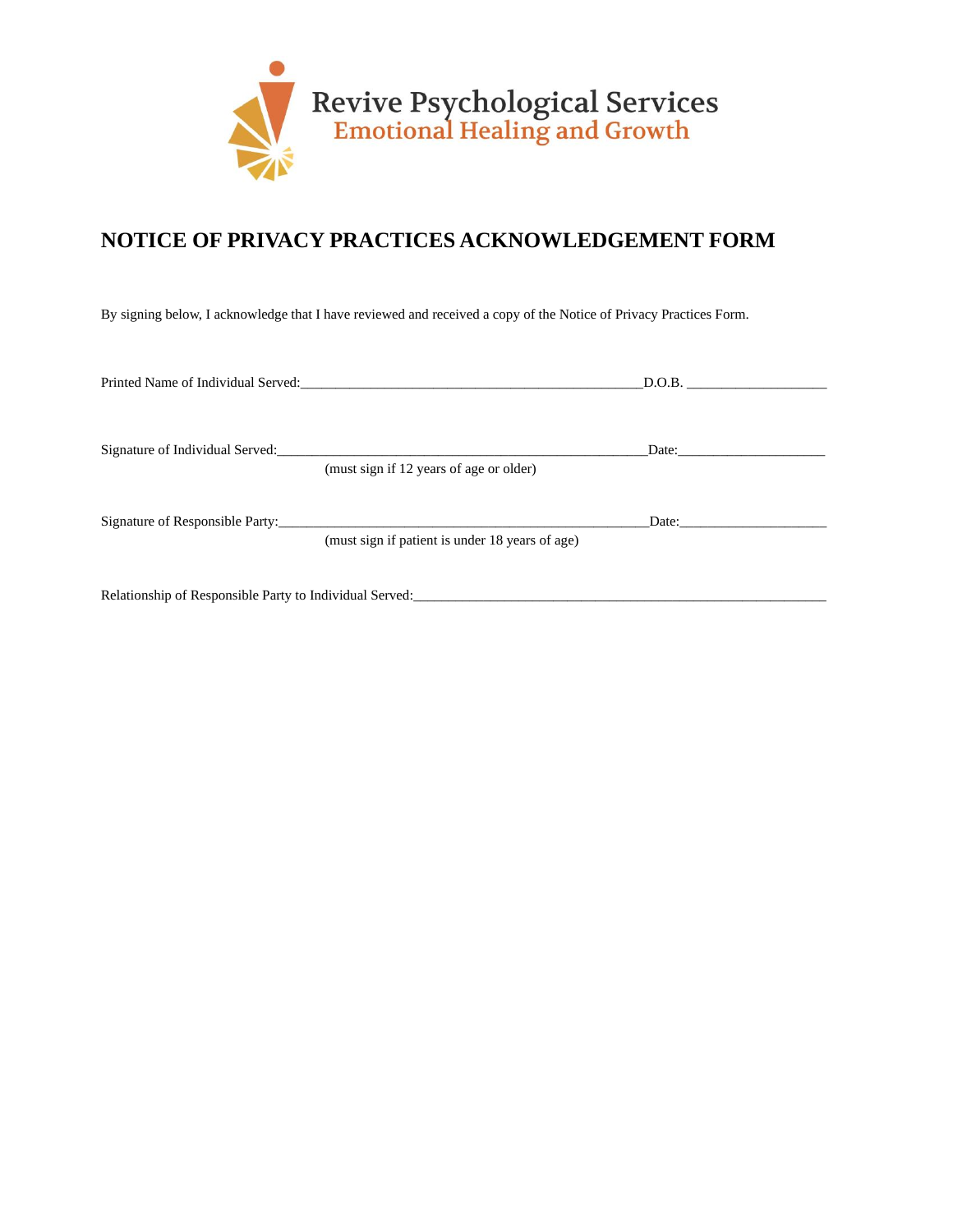Revive Psychological Services
Emotional Healing and Growth

# NOTICE OF PRIVACY PRACTICES ACKNOWLEDGEMENT FORM

By signing below, I acknowledge that I have reviewed and received a copy of the Notice of Privacy Practices Form.

Printed Name of Individual Served:_______________________________________________D.O.B. ____________________

Signature of Individual Served:____________________________________________________Date:_____________________
(must sign if 12 years of age or older)

Signature of Responsible Party:____________________________________________________Date:_____________________
(must sign if patient is under 18 years of age)

Relationship of Responsible Party to Individual Served:____________________________________________________________